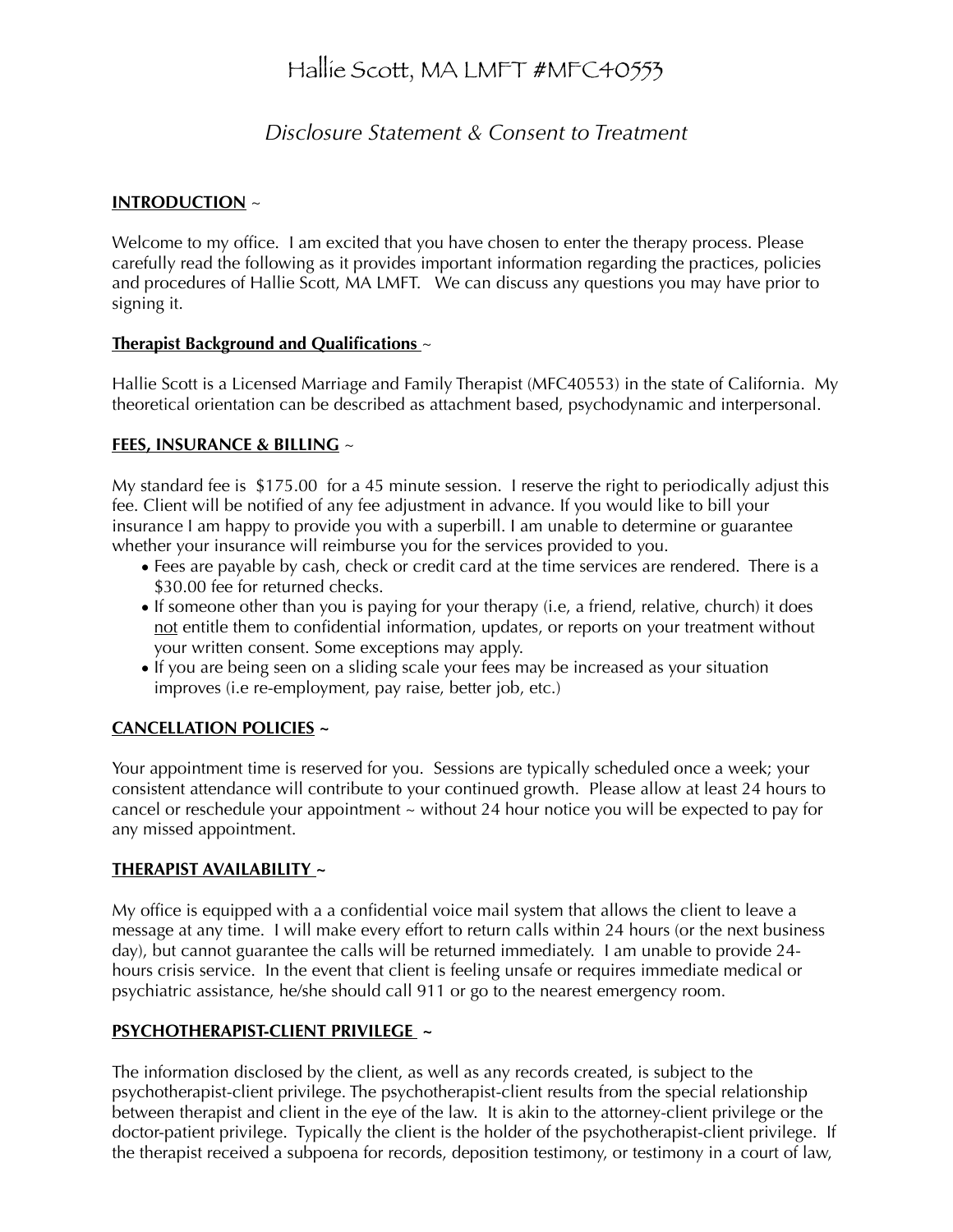# Hallie Scott, MA LMFT #MFC40553

## *Disclosure Statement & Consent to Treatment*

**<u>INTRODUCTION</u>** ~

Welcome to my office. I am excited that you have chosen to enter the therapy process. Please carefully read the following as it provides important information regarding the practices, policies and procedures of Hallie Scott, MA LMFT. We can discuss any questions you may have prior to signing it.

**<u>Therapist Background and Qualifications</u>** ~

Hallie Scott is a Licensed Marriage and Family Therapist (MFC40553) in the state of California. My theoretical orientation can be described as attachment based, psychodynamic and interpersonal.

**<u>FEES, INSURANCE & BILLING</u>** ~

My standard fee is $175.00 for a 45 minute session. I reserve the right to periodically adjust this fee. Client will be notified of any fee adjustment in advance. If you would like to bill your insurance I am happy to provide you with a superbill. I am unable to determine or guarantee whether your insurance will reimburse you for the services provided to you.

- Fees are payable by cash, check or credit card at the time services are rendered. There is a $30.00 fee for returned checks.
- If someone other than you is paying for your therapy (i.e, a friend, relative, church) it does <u>not</u> entitle them to confidential information, updates, or reports on your treatment without your written consent. Some exceptions may apply.
- If you are being seen on a sliding scale your fees may be increased as your situation improves (i.e re-employment, pay raise, better job, etc.)

**<u>CANCELLATION POLICIES</u> ~**

Your appointment time is reserved for you. Sessions are typically scheduled once a week; your consistent attendance will contribute to your continued growth. Please allow at least 24 hours to cancel or reschedule your appointment ~ without 24 hour notice you will be expected to pay for any missed appointment.

**<u>THERAPIST AVAILABILITY</u> ~**

My office is equipped with a a confidential voice mail system that allows the client to leave a message at any time. I will make every effort to return calls within 24 hours (or the next business day), but cannot guarantee the calls will be returned immediately. I am unable to provide 24-hours crisis service. In the event that client is feeling unsafe or requires immediate medical or psychiatric assistance, he/she should call 911 or go to the nearest emergency room.

**<u>PSYCHOTHERAPIST-CLIENT PRIVILEGE</u> ~**

The information disclosed by the client, as well as any records created, is subject to the psychotherapist-client privilege. The psychotherapist-client results from the special relationship between therapist and client in the eye of the law. It is akin to the attorney-client privilege or the doctor-patient privilege. Typically the client is the holder of the psychotherapist-client privilege. If the therapist received a subpoena for records, deposition testimony, or testimony in a court of law,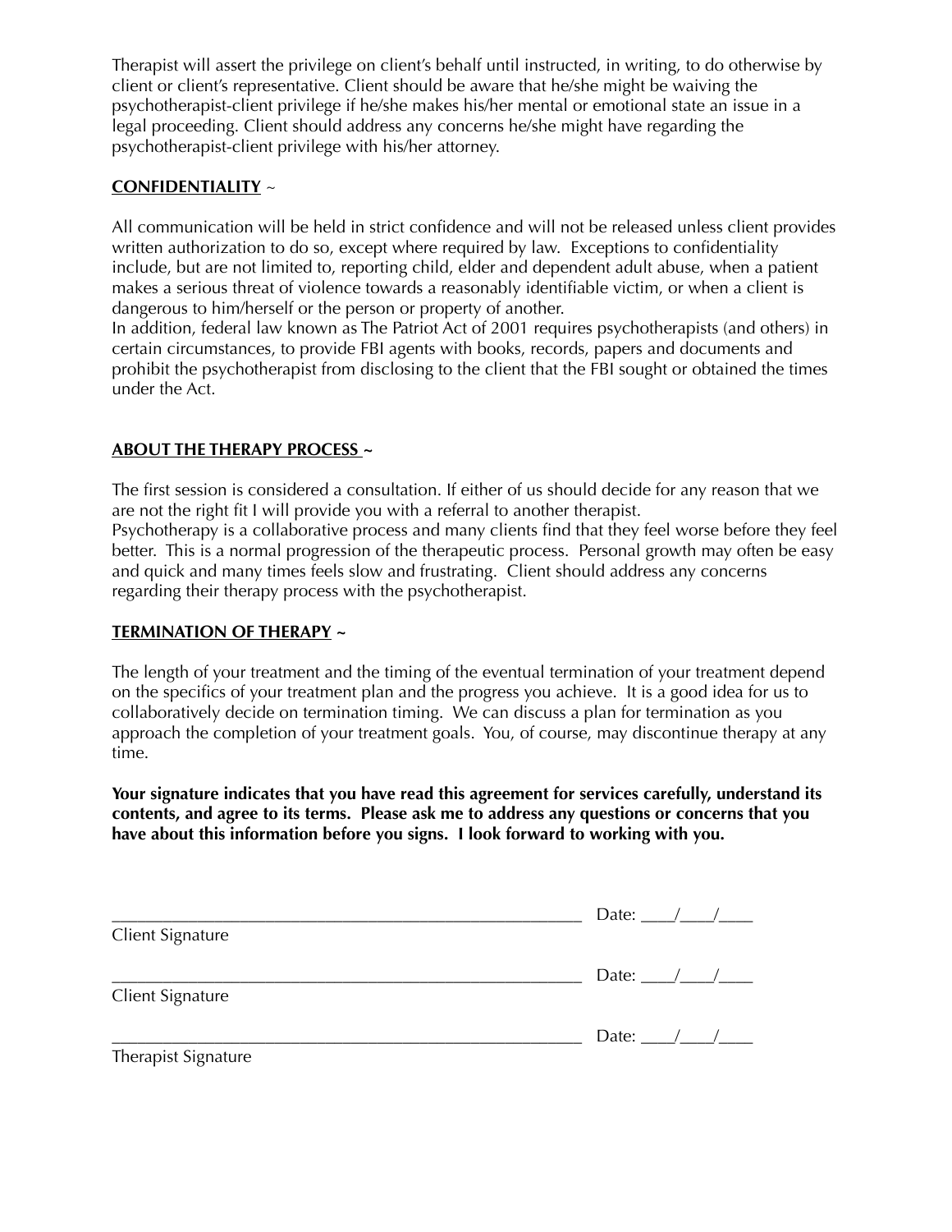Therapist will assert the privilege on client's behalf until instructed, in writing, to do otherwise by client or client's representative. Client should be aware that he/she might be waiving the psychotherapist-client privilege if he/she makes his/her mental or emotional state an issue in a legal proceeding. Client should address any concerns he/she might have regarding the psychotherapist-client privilege with his/her attorney.

**CONFIDENTIALITY** ~

All communication will be held in strict confidence and will not be released unless client provides written authorization to do so, except where required by law. Exceptions to confidentiality include, but are not limited to, reporting child, elder and dependent adult abuse, when a patient makes a serious threat of violence towards a reasonably identifiable victim, or when a client is dangerous to him/herself or the person or property of another.
In addition, federal law known as The Patriot Act of 2001 requires psychotherapists (and others) in certain circumstances, to provide FBI agents with books, records, papers and documents and prohibit the psychotherapist from disclosing to the client that the FBI sought or obtained the times under the Act.

**ABOUT THE THERAPY PROCESS ~**

The first session is considered a consultation. If either of us should decide for any reason that we are not the right fit I will provide you with a referral to another therapist.
Psychotherapy is a collaborative process and many clients find that they feel worse before they feel better. This is a normal progression of the therapeutic process. Personal growth may often be easy and quick and many times feels slow and frustrating. Client should address any concerns regarding their therapy process with the psychotherapist.

**TERMINATION OF THERAPY ~**

The length of your treatment and the timing of the eventual termination of your treatment depend on the specifics of your treatment plan and the progress you achieve. It is a good idea for us to collaboratively decide on termination timing. We can discuss a plan for termination as you approach the completion of your treatment goals. You, of course, may discontinue therapy at any time.

**Your signature indicates that you have read this agreement for services carefully, understand its contents, and agree to its terms. Please ask me to address any questions or concerns that you have about this information before you signs. I look forward to working with you.**

_______________________________________________________ Date: ____/____/____
Client Signature

_______________________________________________________ Date: ____/____/____
Client Signature

_______________________________________________________ Date: ____/____/____
Therapist Signature